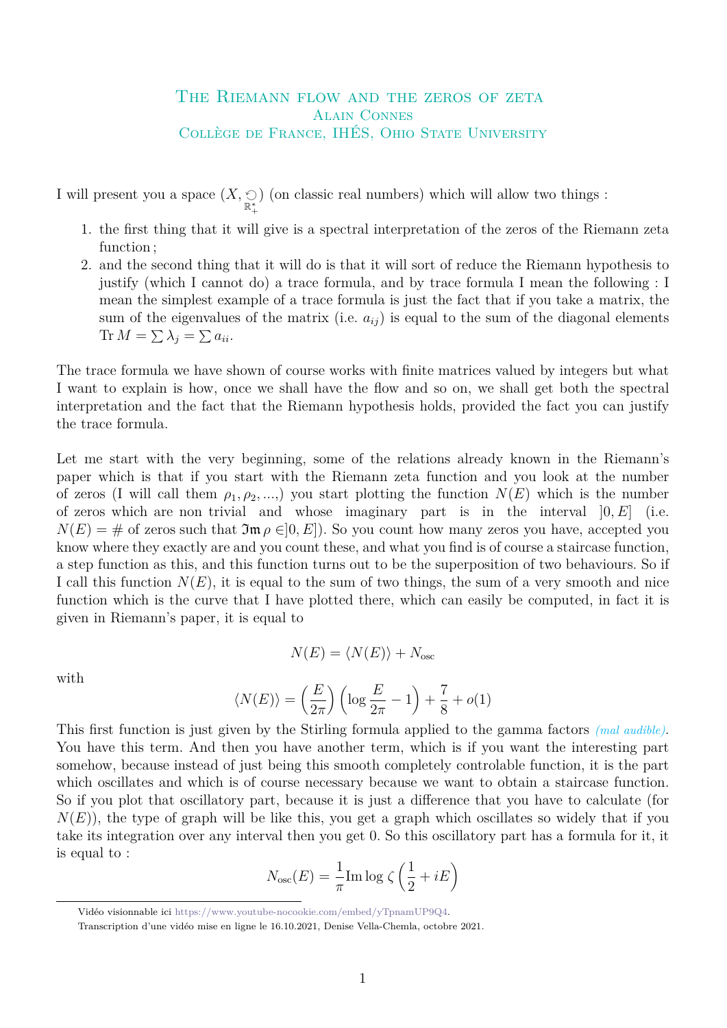# The Riemann flow and the zeros of zeta

Alain Connes

Collège de France, IHÉS, Ohio State University

I will present you a space $(X, \underset{\mathbb{R}_+^*}{\circlearrowleft})$ (on classic real numbers) which will allow two things :

1. the first thing that it will give is a spectral interpretation of the zeros of the Riemann zeta function ;
2. and the second thing that it will do is that it will sort of reduce the Riemann hypothesis to justify (which I cannot do) a trace formula, and by trace formula I mean the following : I mean the simplest example of a trace formula is just the fact that if you take a matrix, the sum of the eigenvalues of the matrix (i.e. $a_{ij}$) is equal to the sum of the diagonal elements $\operatorname{Tr} M = \sum \lambda_j = \sum a_{ii}$.

The trace formula we have shown of course works with finite matrices valued by integers but what I want to explain is how, once we shall have the flow and so on, we shall get both the spectral interpretation and the fact that the Riemann hypothesis holds, provided the fact you can justify the trace formula.

Let me start with the very beginning, some of the relations already known in the Riemann's paper which is that if you start with the Riemann zeta function and you look at the number of zeros (I will call them $\rho_1, \rho_2, ...,$) you start plotting the function $N(E)$ which is the number of zeros which are non trivial and whose imaginary part is in the interval $]0, E]$ (i.e. $N(E) = \#$ of zeros such that $\mathfrak{Im}\,\rho \in ]0, E]$). So you count how many zeros you have, accepted you know where they exactly are and you count these, and what you find is of course a staircase function, a step function as this, and this function turns out to be the superposition of two behaviours. So if I call this function $N(E)$, it is equal to the sum of two things, the sum of a very smooth and nice function which is the curve that I have plotted there, which can easily be computed, in fact it is given in Riemann's paper, it is equal to

$$N(E) = \langle N(E) \rangle + N_{\text{osc}}$$

with

$$\langle N(E) \rangle = \left(\frac{E}{2\pi}\right)\left(\log\frac{E}{2\pi} - 1\right) + \frac{7}{8} + o(1)$$

This first function is just given by the Stirling formula applied to the gamma factors *(mal audible)*. You have this term. And then you have another term, which is if you want the interesting part somehow, because instead of just being this smooth completely controlable function, it is the part which oscillates and which is of course necessary because we want to obtain a staircase function. So if you plot that oscillatory part, because it is just a difference that you have to calculate (for $N(E)$), the type of graph will be like this, you get a graph which oscillates so widely that if you take its integration over any interval then you get 0. So this oscillatory part has a formula for it, it is equal to :

$$N_{\text{osc}}(E) = \frac{1}{\pi}\operatorname{Im}\log\zeta\left(\frac{1}{2} + iE\right)$$

Vidéo visionnable ici https://www.youtube-nocookie.com/embed/yTpnamUP9Q4.

Transcription d'une vidéo mise en ligne le 16.10.2021, Denise Vella-Chemla, octobre 2021.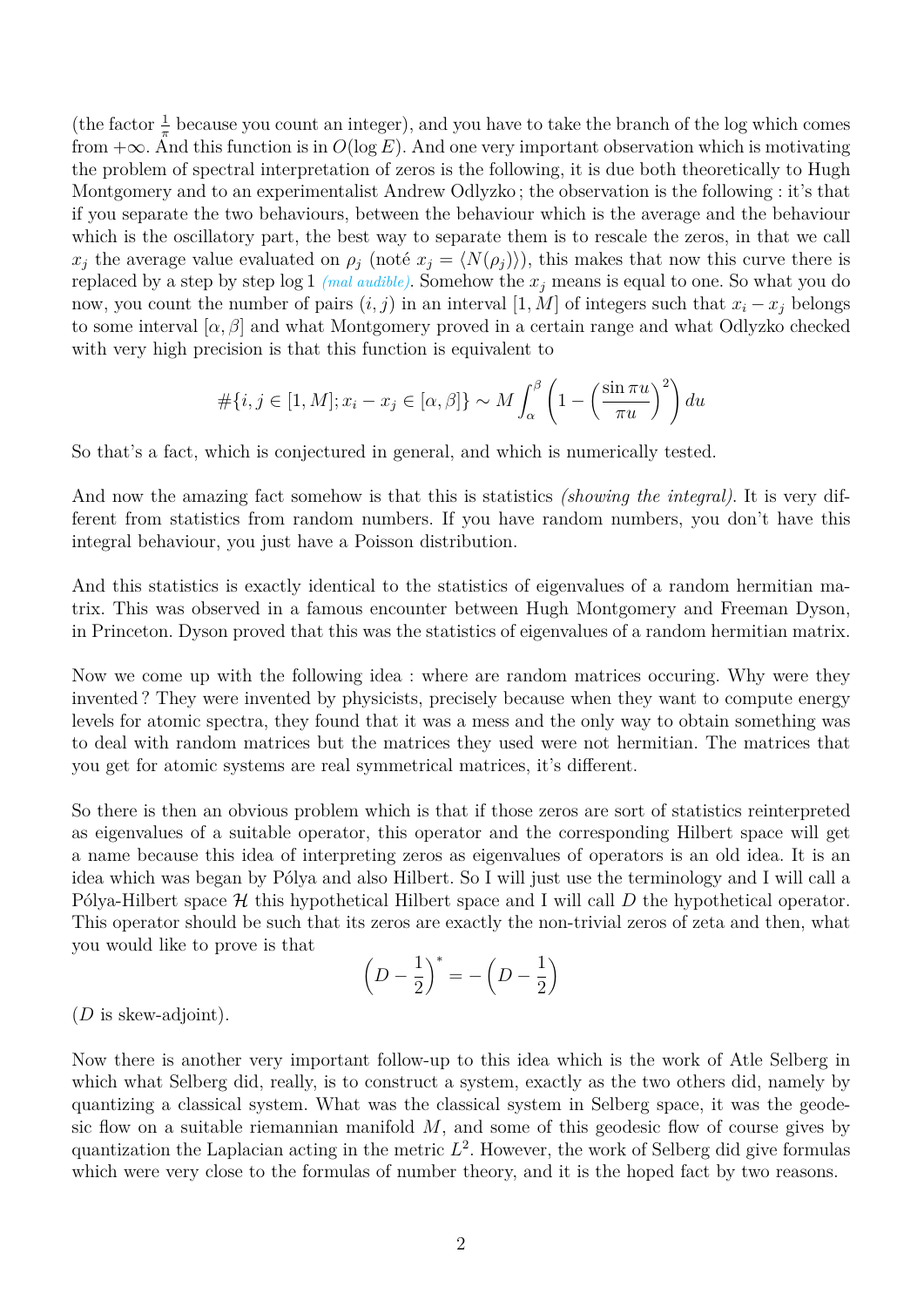(the factor $\frac{1}{\pi}$ because you count an integer), and you have to take the branch of the log which comes from $+\infty$. And this function is in $O(\log E)$. And one very important observation which is motivating the problem of spectral interpretation of zeros is the following, it is due both theoretically to Hugh Montgomery and to an experimentalist Andrew Odlyzko ; the observation is the following : it's that if you separate the two behaviours, between the behaviour which is the average and the behaviour which is the oscillatory part, the best way to separate them is to rescale the zeros, in that we call $x_j$ the average value evaluated on $\rho_j$ (noté $x_j = \langle N(\rho_j) \rangle$), this makes that now this curve there is replaced by a step by step log 1 *(mal audible)*. Somehow the $x_j$ means is equal to one. So what you do now, you count the number of pairs $(i, j)$ in an interval $[1, M]$ of integers such that $x_i - x_j$ belongs to some interval $[\alpha, \beta]$ and what Montgomery proved in a certain range and what Odlyzko checked with very high precision is that this function is equivalent to

$$\#\{i, j \in [1, M]; x_i - x_j \in [\alpha, \beta]\} \sim M \int_\alpha^\beta \left(1 - \left(\frac{\sin \pi u}{\pi u}\right)^2\right) du$$

So that's a fact, which is conjectured in general, and which is numerically tested.

And now the amazing fact somehow is that this is statistics *(showing the integral)*. It is very different from statistics from random numbers. If you have random numbers, you don't have this integral behaviour, you just have a Poisson distribution.

And this statistics is exactly identical to the statistics of eigenvalues of a random hermitian matrix. This was observed in a famous encounter between Hugh Montgomery and Freeman Dyson, in Princeton. Dyson proved that this was the statistics of eigenvalues of a random hermitian matrix.

Now we come up with the following idea : where are random matrices occuring. Why were they invented ? They were invented by physicists, precisely because when they want to compute energy levels for atomic spectra, they found that it was a mess and the only way to obtain something was to deal with random matrices but the matrices they used were not hermitian. The matrices that you get for atomic systems are real symmetrical matrices, it's different.

So there is then an obvious problem which is that if those zeros are sort of statistics reinterpreted as eigenvalues of a suitable operator, this operator and the corresponding Hilbert space will get a name because this idea of interpreting zeros as eigenvalues of operators is an old idea. It is an idea which was began by Pólya and also Hilbert. So I will just use the terminology and I will call a Pólya-Hilbert space $\mathcal{H}$ this hypothetical Hilbert space and I will call $D$ the hypothetical operator. This operator should be such that its zeros are exactly the non-trivial zeros of zeta and then, what you would like to prove is that

$$\left(D - \frac{1}{2}\right)^* = -\left(D - \frac{1}{2}\right)$$

($D$ is skew-adjoint).

Now there is another very important follow-up to this idea which is the work of Atle Selberg in which what Selberg did, really, is to construct a system, exactly as the two others did, namely by quantizing a classical system. What was the classical system in Selberg space, it was the geodesic flow on a suitable riemannian manifold $M$, and some of this geodesic flow of course gives by quantization the Laplacian acting in the metric $L^2$. However, the work of Selberg did give formulas which were very close to the formulas of number theory, and it is the hoped fact by two reasons.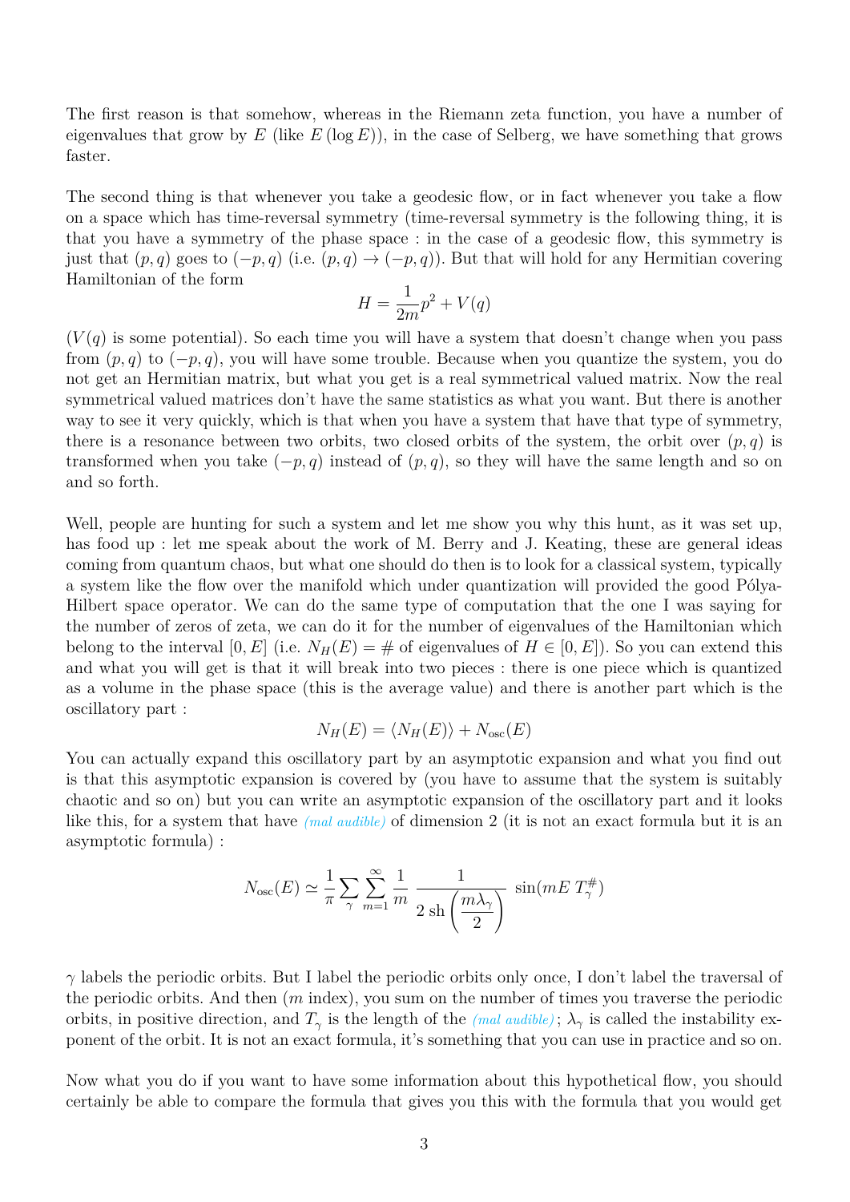The first reason is that somehow, whereas in the Riemann zeta function, you have a number of eigenvalues that grow by $E$ (like $E(\log E)$), in the case of Selberg, we have something that grows faster.

The second thing is that whenever you take a geodesic flow, or in fact whenever you take a flow on a space which has time-reversal symmetry (time-reversal symmetry is the following thing, it is that you have a symmetry of the phase space : in the case of a geodesic flow, this symmetry is just that $(p, q)$ goes to $(-p, q)$ (i.e. $(p, q) \to (-p, q)$). But that will hold for any Hermitian covering Hamiltonian of the form

$$H = \frac{1}{2m}p^2 + V(q)$$

($V(q)$ is some potential). So each time you will have a system that doesn't change when you pass from $(p, q)$ to $(-p, q)$, you will have some trouble. Because when you quantize the system, you do not get an Hermitian matrix, but what you get is a real symmetrical valued matrix. Now the real symmetrical valued matrices don't have the same statistics as what you want. But there is another way to see it very quickly, which is that when you have a system that have that type of symmetry, there is a resonance between two orbits, two closed orbits of the system, the orbit over $(p, q)$ is transformed when you take $(-p, q)$ instead of $(p, q)$, so they will have the same length and so on and so forth.

Well, people are hunting for such a system and let me show you why this hunt, as it was set up, has food up : let me speak about the work of M. Berry and J. Keating, these are general ideas coming from quantum chaos, but what one should do then is to look for a classical system, typically a system like the flow over the manifold which under quantization will provided the good Pólya-Hilbert space operator. We can do the same type of computation that the one I was saying for the number of zeros of zeta, we can do it for the number of eigenvalues of the Hamiltonian which belong to the interval $[0, E]$ (i.e. $N_H(E) = \#$ of eigenvalues of $H \in [0, E]$). So you can extend this and what you will get is that it will break into two pieces : there is one piece which is quantized as a volume in the phase space (this is the average value) and there is another part which is the oscillatory part :

$$N_H(E) = \langle N_H(E) \rangle + N_{\text{osc}}(E)$$

You can actually expand this oscillatory part by an asymptotic expansion and what you find out is that this asymptotic expansion is covered by (you have to assume that the system is suitably chaotic and so on) but you can write an asymptotic expansion of the oscillatory part and it looks like this, for a system that have *(mal audible)* of dimension 2 (it is not an exact formula but it is an asymptotic formula) :

$$N_{\text{osc}}(E) \simeq \frac{1}{\pi} \sum_{\gamma} \sum_{m=1}^{\infty} \frac{1}{m} \, \frac{1}{2 \,\text{sh}\left(\dfrac{m\lambda_\gamma}{2}\right)} \, \sin(mE\, T_\gamma^{\#})$$

$\gamma$ labels the periodic orbits. But I label the periodic orbits only once, I don't label the traversal of the periodic orbits. And then ($m$ index), you sum on the number of times you traverse the periodic orbits, in positive direction, and $T_\gamma$ is the length of the *(mal audible)*; $\lambda_\gamma$ is called the instability exponent of the orbit. It is not an exact formula, it's something that you can use in practice and so on.

Now what you do if you want to have some information about this hypothetical flow, you should certainly be able to compare the formula that gives you this with the formula that you would get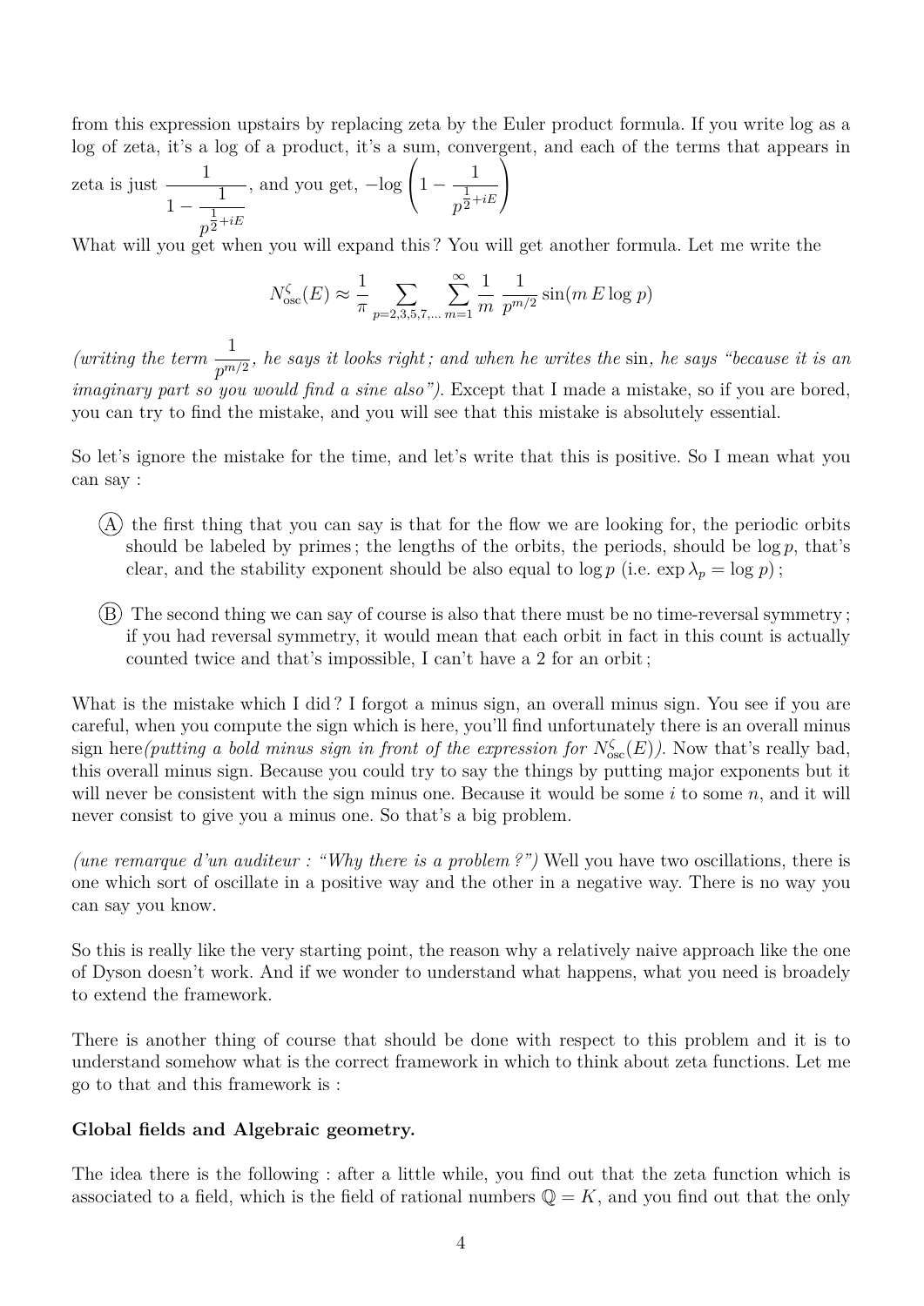from this expression upstairs by replacing zeta by the Euler product formula. If you write log as a log of zeta, it's a log of a product, it's a sum, convergent, and each of the terms that appears in zeta is just $\dfrac{1}{1-\dfrac{1}{p^{\frac{1}{2}+iE}}}$, and you get, $-\log\left(1-\dfrac{1}{p^{\frac{1}{2}+iE}}\right)$

What will you get when you will expand this ? You will get another formula. Let me write the

$$N^{\zeta}_{\rm osc}(E) \approx \frac{1}{\pi} \sum_{p=2,3,5,7,\ldots} \sum_{m=1}^{\infty} \frac{1}{m}\; \frac{1}{p^{m/2}} \sin(m\,E \log\,p)$$

*(writing the term $\dfrac{1}{p^{m/2}}$, he says it looks right ; and when he writes the* sin*, he says "because it is an imaginary part so you would find a sine also")*. Except that I made a mistake, so if you are bored, you can try to find the mistake, and you will see that this mistake is absolutely essential.

So let's ignore the mistake for the time, and let's write that this is positive. So I mean what you can say :

- (A) the first thing that you can say is that for the flow we are looking for, the periodic orbits should be labeled by primes ; the lengths of the orbits, the periods, should be $\log p$, that's clear, and the stability exponent should be also equal to $\log p$ (i.e. $\exp \lambda_p = \log p$) ;

- (B) The second thing we can say of course is also that there must be no time-reversal symmetry ; if you had reversal symmetry, it would mean that each orbit in fact in this count is actually counted twice and that's impossible, I can't have a 2 for an orbit ;

What is the mistake which I did ? I forgot a minus sign, an overall minus sign. You see if you are careful, when you compute the sign which is here, you'll find unfortunately there is an overall minus sign here*(putting a bold minus sign in front of the expression for $N^{\zeta}_{\rm osc}(E)$)*. Now that's really bad, this overall minus sign. Because you could try to say the things by putting major exponents but it will never be consistent with the sign minus one. Because it would be some $i$ to some $n$, and it will never consist to give you a minus one. So that's a big problem.

*(une remarque d'un auditeur : "Why there is a problem ?")* Well you have two oscillations, there is one which sort of oscillate in a positive way and the other in a negative way. There is no way you can say you know.

So this is really like the very starting point, the reason why a relatively naive approach like the one of Dyson doesn't work. And if we wonder to understand what happens, what you need is broadely to extend the framework.

There is another thing of course that should be done with respect to this problem and it is to understand somehow what is the correct framework in which to think about zeta functions. Let me go to that and this framework is :

**Global fields and Algebraic geometry.**

The idea there is the following : after a little while, you find out that the zeta function which is associated to a field, which is the field of rational numbers $\mathbb{Q} = K$, and you find out that the only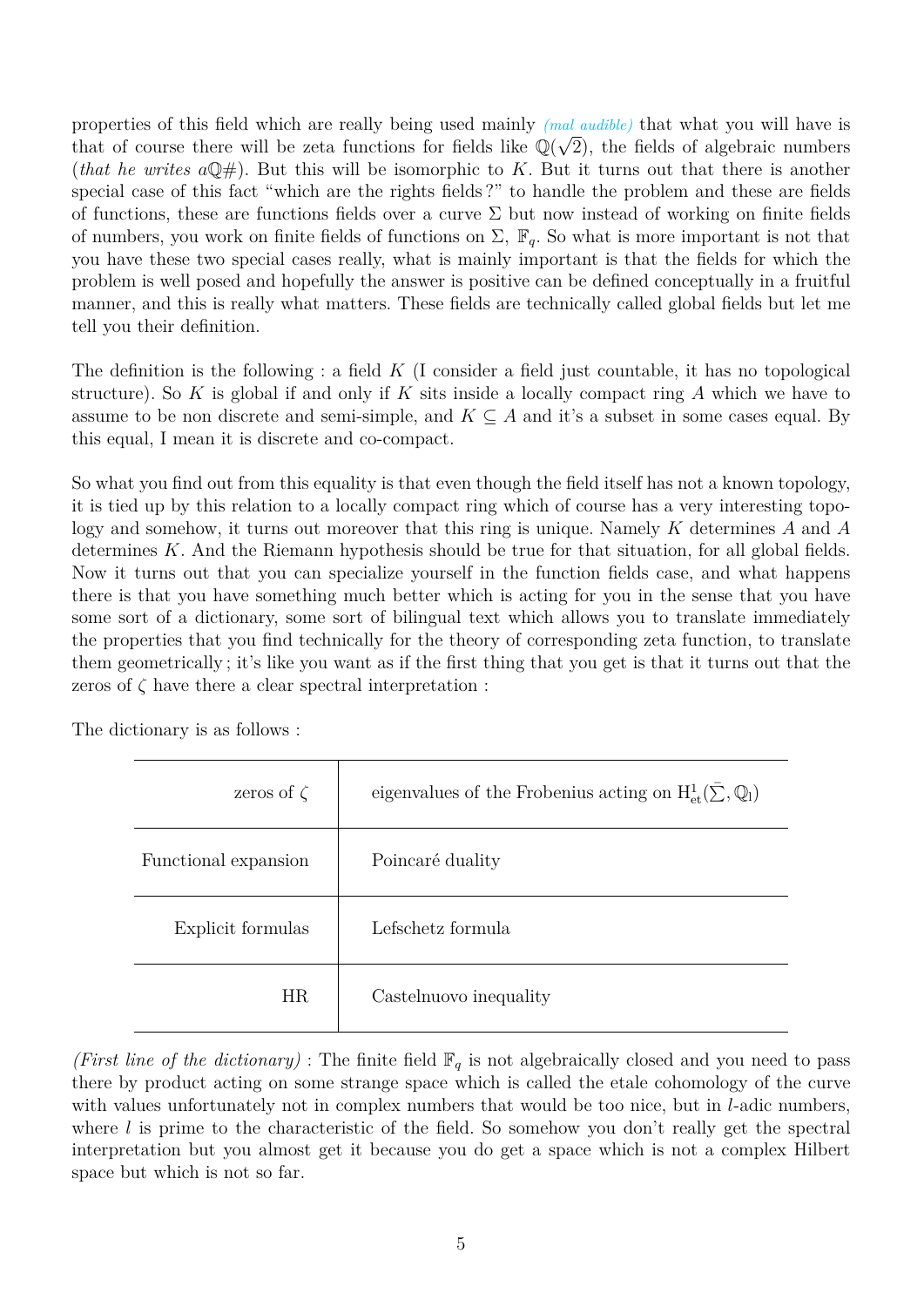properties of this field which are really being used mainly *(mal audible)* that what you will have is that of course there will be zeta functions for fields like $\mathbb{Q}(\sqrt{2})$, the fields of algebraic numbers (*that he writes* $a\mathbb{Q}\#$). But this will be isomorphic to $K$. But it turns out that there is another special case of this fact "which are the rights fields ?" to handle the problem and these are fields of functions, these are functions fields over a curve $\Sigma$ but now instead of working on finite fields of numbers, you work on finite fields of functions on $\Sigma$, $\mathbb{F}_q$. So what is more important is not that you have these two special cases really, what is mainly important is that the fields for which the problem is well posed and hopefully the answer is positive can be defined conceptually in a fruitful manner, and this is really what matters. These fields are technically called global fields but let me tell you their definition.

The definition is the following : a field $K$ (I consider a field just countable, it has no topological structure). So $K$ is global if and only if $K$ sits inside a locally compact ring $A$ which we have to assume to be non discrete and semi-simple, and $K \subseteq A$ and it's a subset in some cases equal. By this equal, I mean it is discrete and co-compact.

So what you find out from this equality is that even though the field itself has not a known topology, it is tied up by this relation to a locally compact ring which of course has a very interesting topology and somehow, it turns out moreover that this ring is unique. Namely $K$ determines $A$ and $A$ determines $K$. And the Riemann hypothesis should be true for that situation, for all global fields. Now it turns out that you can specialize yourself in the function fields case, and what happens there is that you have something much better which is acting for you in the sense that you have some sort of a dictionary, some sort of bilingual text which allows you to translate immediately the properties that you find technically for the theory of corresponding zeta function, to translate them geometrically ; it's like you want as if the first thing that you get is that it turns out that the zeros of $\zeta$ have there a clear spectral interpretation :

The dictionary is as follows :

| | |
|---|---|
| zeros of $\zeta$ | eigenvalues of the Frobenius acting on $\mathrm{H}^1_{\mathrm{et}}(\bar{\Sigma}, \mathbb{Q}_l)$ |
| Functional expansion | Poincaré duality |
| Explicit formulas | Lefschetz formula |
| HR | Castelnuovo inequality |

*(First line of the dictionary)* : The finite field $\mathbb{F}_q$ is not algebraically closed and you need to pass there by product acting on some strange space which is called the etale cohomology of the curve with values unfortunately not in complex numbers that would be too nice, but in $l$-adic numbers, where $l$ is prime to the characteristic of the field. So somehow you don't really get the spectral interpretation but you almost get it because you do get a space which is not a complex Hilbert space but which is not so far.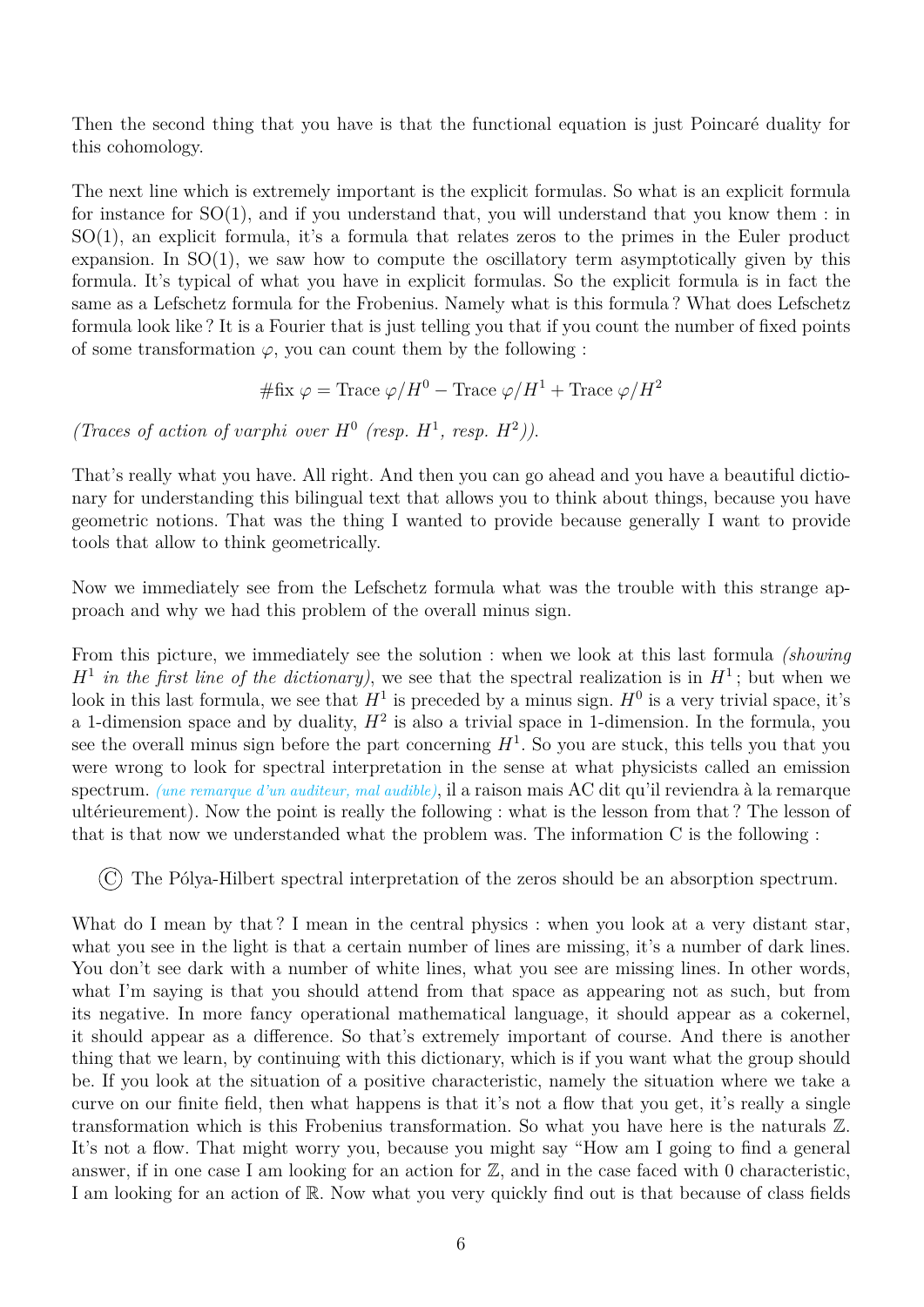Then the second thing that you have is that the functional equation is just Poincaré duality for this cohomology.

The next line which is extremely important is the explicit formulas. So what is an explicit formula for instance for SO(1), and if you understand that, you will understand that you know them : in SO(1), an explicit formula, it's a formula that relates zeros to the primes in the Euler product expansion. In SO(1), we saw how to compute the oscillatory term asymptotically given by this formula. It's typical of what you have in explicit formulas. So the explicit formula is in fact the same as a Lefschetz formula for the Frobenius. Namely what is this formula ? What does Lefschetz formula look like ? It is a Fourier that is just telling you that if you count the number of fixed points of some transformation $\varphi$, you can count them by the following :

$$\#\text{fix } \varphi = \text{Trace } \varphi/H^0 - \text{Trace } \varphi/H^1 + \text{Trace } \varphi/H^2$$

*(Traces of action of varphi over $H^0$ (resp. $H^1$, resp. $H^2$)).*

That's really what you have. All right. And then you can go ahead and you have a beautiful dictionary for understanding this bilingual text that allows you to think about things, because you have geometric notions. That was the thing I wanted to provide because generally I want to provide tools that allow to think geometrically.

Now we immediately see from the Lefschetz formula what was the trouble with this strange approach and why we had this problem of the overall minus sign.

From this picture, we immediately see the solution : when we look at this last formula *(showing $H^1$ in the first line of the dictionary)*, we see that the spectral realization is in $H^1$ ; but when we look in this last formula, we see that $H^1$ is preceded by a minus sign. $H^0$ is a very trivial space, it's a 1-dimension space and by duality, $H^2$ is also a trivial space in 1-dimension. In the formula, you see the overall minus sign before the part concerning $H^1$. So you are stuck, this tells you that you were wrong to look for spectral interpretation in the sense at what physicists called an emission spectrum. *(une remarque d'un auditeur, mal audible)*, il a raison mais AC dit qu'il reviendra à la remarque ultérieurement). Now the point is really the following : what is the lesson from that ? The lesson of that is that now we understanded what the problem was. The information C is the following :

Ⓒ The Pólya-Hilbert spectral interpretation of the zeros should be an absorption spectrum.

What do I mean by that ? I mean in the central physics : when you look at a very distant star, what you see in the light is that a certain number of lines are missing, it's a number of dark lines. You don't see dark with a number of white lines, what you see are missing lines. In other words, what I'm saying is that you should attend from that space as appearing not as such, but from its negative. In more fancy operational mathematical language, it should appear as a cokernel, it should appear as a difference. So that's extremely important of course. And there is another thing that we learn, by continuing with this dictionary, which is if you want what the group should be. If you look at the situation of a positive characteristic, namely the situation where we take a curve on our finite field, then what happens is that it's not a flow that you get, it's really a single transformation which is this Frobenius transformation. So what you have here is the naturals $\mathbb{Z}$. It's not a flow. That might worry you, because you might say "How am I going to find a general answer, if in one case I am looking for an action for $\mathbb{Z}$, and in the case faced with 0 characteristic, I am looking for an action of $\mathbb{R}$. Now what you very quickly find out is that because of class fields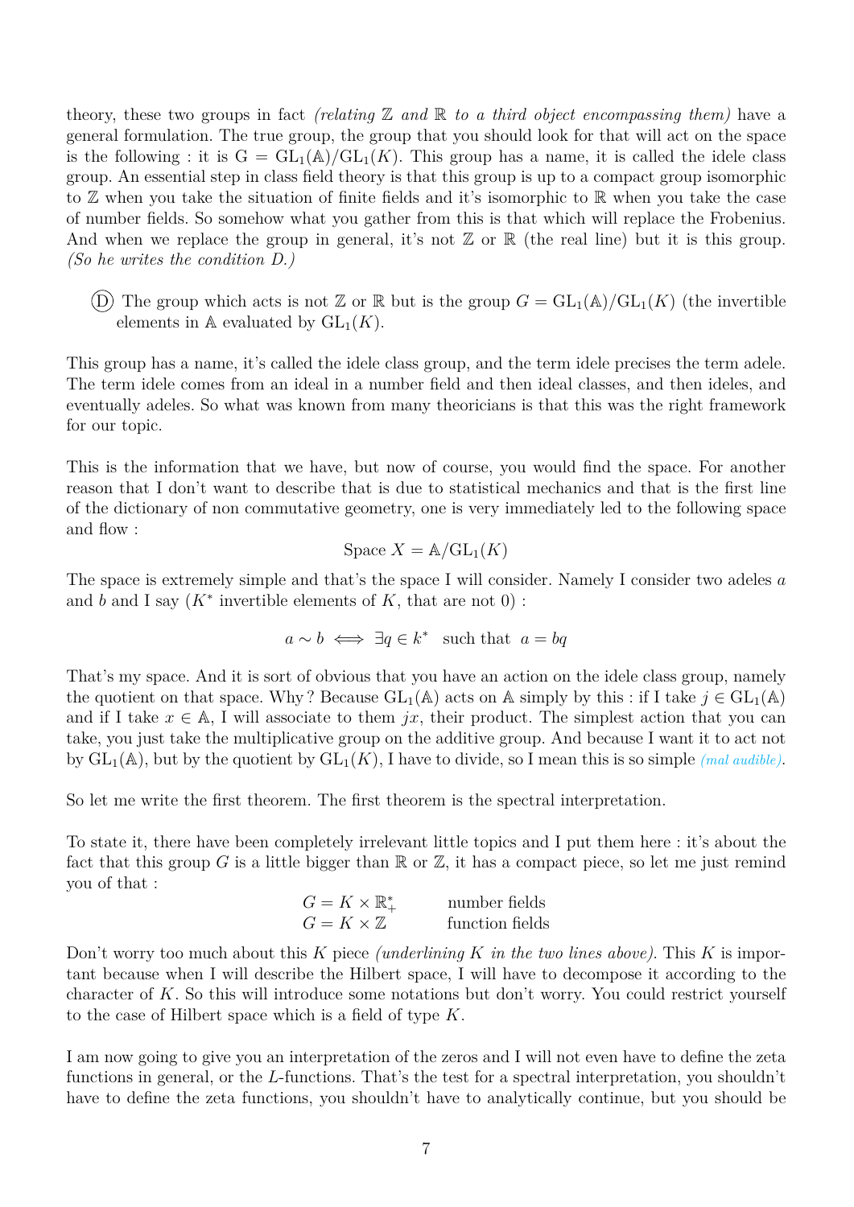theory, these two groups in fact *(relating $\mathbb{Z}$ and $\mathbb{R}$ to a third object encompassing them)* have a general formulation. The true group, the group that you should look for that will act on the space is the following : it is $\mathrm{G} = \mathrm{GL}_1(\mathbb{A})/\mathrm{GL}_1(K)$. This group has a name, it is called the idele class group. An essential step in class field theory is that this group is up to a compact group isomorphic to $\mathbb{Z}$ when you take the situation of finite fields and it's isomorphic to $\mathbb{R}$ when you take the case of number fields. So somehow what you gather from this is that which will replace the Frobenius. And when we replace the group in general, it's not $\mathbb{Z}$ or $\mathbb{R}$ (the real line) but it is this group. *(So he writes the condition D.)*

(D) The group which acts is not $\mathbb{Z}$ or $\mathbb{R}$ but is the group $G = \mathrm{GL}_1(\mathbb{A})/\mathrm{GL}_1(K)$ (the invertible elements in $\mathbb{A}$ evaluated by $\mathrm{GL}_1(K)$.

This group has a name, it's called the idele class group, and the term idele precises the term adele. The term idele comes from an ideal in a number field and then ideal classes, and then ideles, and eventually adeles. So what was known from many theoricians is that this was the right framework for our topic.

This is the information that we have, but now of course, you would find the space. For another reason that I don't want to describe that is due to statistical mechanics and that is the first line of the dictionary of non commutative geometry, one is very immediately led to the following space and flow :

$$\text{Space } X = \mathbb{A}/\mathrm{GL}_1(K)$$

The space is extremely simple and that's the space I will consider. Namely I consider two adeles $a$ and $b$ and I say ($K^*$ invertible elements of $K$, that are not 0) :

$$a \sim b \iff \exists q \in k^* \quad \text{such that} \quad a = bq$$

That's my space. And it is sort of obvious that you have an action on the idele class group, namely the quotient on that space. Why ? Because $\mathrm{GL}_1(\mathbb{A})$ acts on $\mathbb{A}$ simply by this : if I take $j \in \mathrm{GL}_1(\mathbb{A})$ and if I take $x \in \mathbb{A}$, I will associate to them $jx$, their product. The simplest action that you can take, you just take the multiplicative group on the additive group. And because I want it to act not by $\mathrm{GL}_1(\mathbb{A})$, but by the quotient by $\mathrm{GL}_1(K)$, I have to divide, so I mean this is so simple *(mal audible)*.

So let me write the first theorem. The first theorem is the spectral interpretation.

To state it, there have been completely irrelevant little topics and I put them here : it's about the fact that this group $G$ is a little bigger than $\mathbb{R}$ or $\mathbb{Z}$, it has a compact piece, so let me just remind you of that :

$$G = K \times \mathbb{R}_+^* \qquad \text{number fields}$$
$$G = K \times \mathbb{Z} \qquad \text{function fields}$$

Don't worry too much about this $K$ piece *(underlining $K$ in the two lines above)*. This $K$ is important because when I will describe the Hilbert space, I will have to decompose it according to the character of $K$. So this will introduce some notations but don't worry. You could restrict yourself to the case of Hilbert space which is a field of type $K$.

I am now going to give you an interpretation of the zeros and I will not even have to define the zeta functions in general, or the $L$-functions. That's the test for a spectral interpretation, you shouldn't have to define the zeta functions, you shouldn't have to analytically continue, but you should be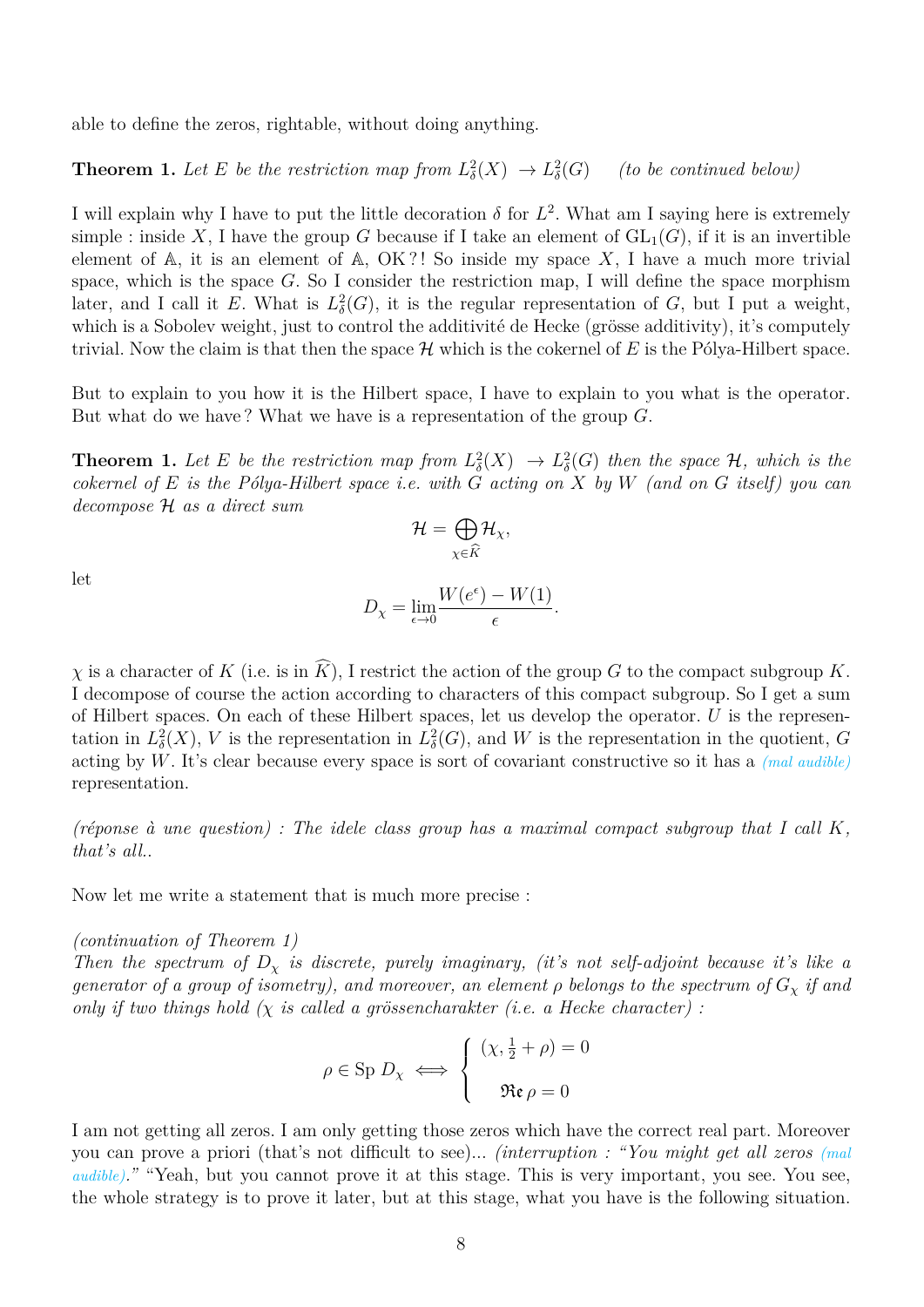able to define the zeros, rightable, without doing anything.

**Theorem 1.** *Let $E$ be the restriction map from $L^2_\delta(X) \to L^2_\delta(G)$ (to be continued below)*

I will explain why I have to put the little decoration $\delta$ for $L^2$. What am I saying here is extremely simple : inside $X$, I have the group $G$ because if I take an element of $\mathrm{GL}_1(G)$, if it is an invertible element of $\mathbb{A}$, it is an element of $\mathbb{A}$, OK ?! So inside my space $X$, I have a much more trivial space, which is the space $G$. So I consider the restriction map, I will define the space morphism later, and I call it $E$. What is $L^2_\delta(G)$, it is the regular representation of $G$, but I put a weight, which is a Sobolev weight, just to control the additivité de Hecke (grösse additivity), it's computely trivial. Now the claim is that then the space $\mathcal{H}$ which is the cokernel of $E$ is the Pólya-Hilbert space.

But to explain to you how it is the Hilbert space, I have to explain to you what is the operator. But what do we have ? What we have is a representation of the group $G$.

**Theorem 1.** *Let $E$ be the restriction map from $L^2_\delta(X) \to L^2_\delta(G)$ then the space $\mathcal{H}$, which is the cokernel of $E$ is the Pólya-Hilbert space i.e. with $G$ acting on $X$ by $W$ (and on $G$ itself) you can decompose $\mathcal{H}$ as a direct sum*

$$\mathcal{H} = \bigoplus_{\chi \in \widehat{K}} \mathcal{H}_\chi,$$

let

$$D_\chi = \lim_{\epsilon \to 0} \frac{W(e^\epsilon) - W(1)}{\epsilon}.$$

$\chi$ is a character of $K$ (i.e. is in $\widehat{K}$), I restrict the action of the group $G$ to the compact subgroup $K$. I decompose of course the action according to characters of this compact subgroup. So I get a sum of Hilbert spaces. On each of these Hilbert spaces, let us develop the operator. $U$ is the representation in $L^2_\delta(X)$, $V$ is the representation in $L^2_\delta(G)$, and $W$ is the representation in the quotient, $G$ acting by $W$. It's clear because every space is sort of covariant constructive so it has a *(mal audible)* representation.

*(réponse à une question) : The idele class group has a maximal compact subgroup that I call $K$, that's all..*

Now let me write a statement that is much more precise :

*(continuation of Theorem 1)*
*Then the spectrum of $D_\chi$ is discrete, purely imaginary, (it's not self-adjoint because it's like a generator of a group of isometry), and moreover, an element $\rho$ belongs to the spectrum of $G_\chi$ if and only if two things hold ($\chi$ is called a grössencharakter (i.e. a Hecke character) :*

$$\rho \in \mathrm{Sp}\ D_\chi \iff \begin{cases} (\chi, \frac{1}{2} + \rho) = 0 \\ \mathfrak{Re}\, \rho = 0 \end{cases}$$

I am not getting all zeros. I am only getting those zeros which have the correct real part. Moreover you can prove a priori (that's not difficult to see)... *(interruption : "You might get all zeros (mal audible)."* "Yeah, but you cannot prove it at this stage. This is very important, you see. You see, the whole strategy is to prove it later, but at this stage, what you have is the following situation.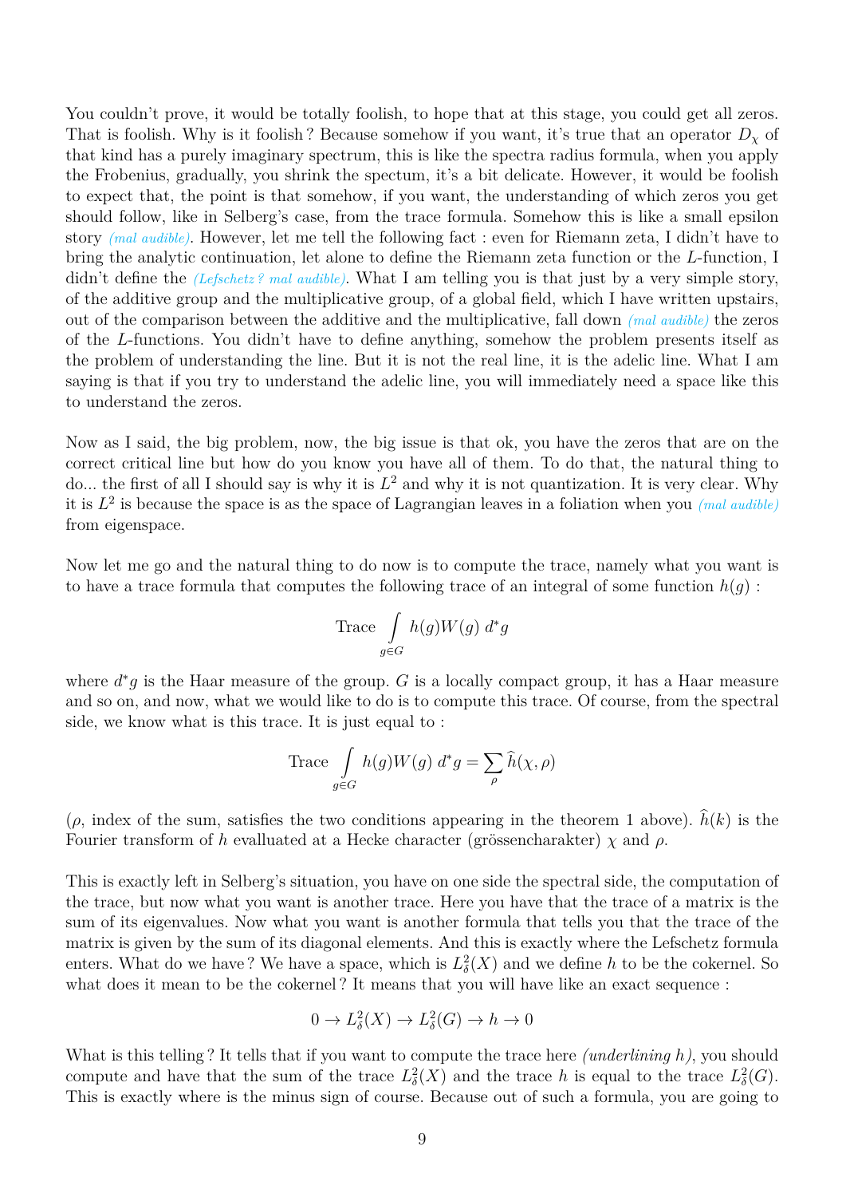You couldn't prove, it would be totally foolish, to hope that at this stage, you could get all zeros. That is foolish. Why is it foolish ? Because somehow if you want, it's true that an operator $D_\chi$ of that kind has a purely imaginary spectrum, this is like the spectra radius formula, when you apply the Frobenius, gradually, you shrink the spectum, it's a bit delicate. However, it would be foolish to expect that, the point is that somehow, if you want, the understanding of which zeros you get should follow, like in Selberg's case, from the trace formula. Somehow this is like a small epsilon story *(mal audible)*. However, let me tell the following fact : even for Riemann zeta, I didn't have to bring the analytic continuation, let alone to define the Riemann zeta function or the $L$-function, I didn't define the *(Lefschetz ? mal audible)*. What I am telling you is that just by a very simple story, of the additive group and the multiplicative group, of a global field, which I have written upstairs, out of the comparison between the additive and the multiplicative, fall down *(mal audible)* the zeros of the $L$-functions. You didn't have to define anything, somehow the problem presents itself as the problem of understanding the line. But it is not the real line, it is the adelic line. What I am saying is that if you try to understand the adelic line, you will immediately need a space like this to understand the zeros.

Now as I said, the big problem, now, the big issue is that ok, you have the zeros that are on the correct critical line but how do you know you have all of them. To do that, the natural thing to do... the first of all I should say is why it is $L^2$ and why it is not quantization. It is very clear. Why it is $L^2$ is because the space is as the space of Lagrangian leaves in a foliation when you *(mal audible)* from eigenspace.

Now let me go and the natural thing to do now is to compute the trace, namely what you want is to have a trace formula that computes the following trace of an integral of some function $h(g)$ :

$$\text{Trace} \int_{g \in G} h(g) W(g) \; d^*g$$

where $d^*g$ is the Haar measure of the group. $G$ is a locally compact group, it has a Haar measure and so on, and now, what we would like to do is to compute this trace. Of course, from the spectral side, we know what is this trace. It is just equal to :

$$\text{Trace} \int_{g \in G} h(g) W(g) \; d^*g = \sum_{\rho} \widehat{h}(\chi, \rho)$$

($\rho$, index of the sum, satisfies the two conditions appearing in the theorem 1 above). $\widehat{h}(k)$ is the Fourier transform of $h$ evalluated at a Hecke character (grössencharakter) $\chi$ and $\rho$.

This is exactly left in Selberg's situation, you have on one side the spectral side, the computation of the trace, but now what you want is another trace. Here you have that the trace of a matrix is the sum of its eigenvalues. Now what you want is another formula that tells you that the trace of the matrix is given by the sum of its diagonal elements. And this is exactly where the Lefschetz formula enters. What do we have ? We have a space, which is $L^2_\delta(X)$ and we define $h$ to be the cokernel. So what does it mean to be the cokernel ? It means that you will have like an exact sequence :

$$0 \to L^2_\delta(X) \to L^2_\delta(G) \to h \to 0$$

What is this telling ? It tells that if you want to compute the trace here *(underlining h)*, you should compute and have that the sum of the trace $L^2_\delta(X)$ and the trace $h$ is equal to the trace $L^2_\delta(G)$. This is exactly where is the minus sign of course. Because out of such a formula, you are going to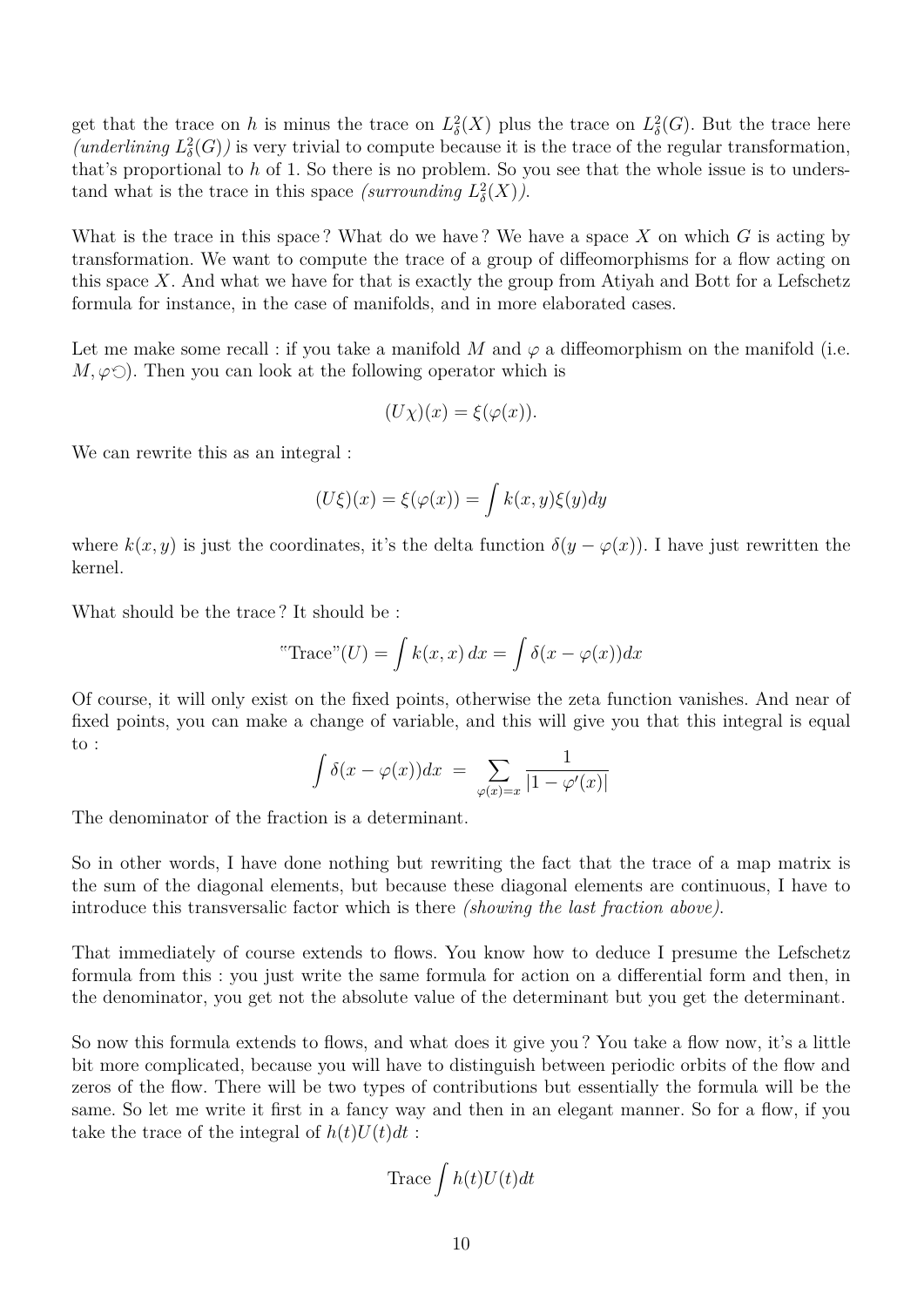get that the trace on $h$ is minus the trace on $L^2_\delta(X)$ plus the trace on $L^2_\delta(G)$. But the trace here *(underlining $L^2_\delta(G)$)* is very trivial to compute because it is the trace of the regular transformation, that's proportional to $h$ of 1. So there is no problem. So you see that the whole issue is to understand what is the trace in this space *(surrounding $L^2_\delta(X)$)*.

What is the trace in this space ? What do we have ? We have a space $X$ on which $G$ is acting by transformation. We want to compute the trace of a group of diffeomorphisms for a flow acting on this space $X$. And what we have for that is exactly the group from Atiyah and Bott for a Lefschetz formula for instance, in the case of manifolds, and in more elaborated cases.

Let me make some recall : if you take a manifold $M$ and $\varphi$ a diffeomorphism on the manifold (i.e. $M, \varphi \circlearrowleft$). Then you can look at the following operator which is

$$(U\chi)(x) = \xi(\varphi(x)).$$

We can rewrite this as an integral :

$$(U\xi)(x) = \xi(\varphi(x)) = \int k(x,y)\xi(y)dy$$

where $k(x,y)$ is just the coordinates, it's the delta function $\delta(y - \varphi(x))$. I have just rewritten the kernel.

What should be the trace ? It should be :

$$\text{"Trace"}(U) = \int k(x,x)\,dx = \int \delta(x - \varphi(x))dx$$

Of course, it will only exist on the fixed points, otherwise the zeta function vanishes. And near of fixed points, you can make a change of variable, and this will give you that this integral is equal to :

$$\int \delta(x - \varphi(x))dx \;=\; \sum_{\varphi(x)=x} \frac{1}{|1 - \varphi'(x)|}$$

The denominator of the fraction is a determinant.

So in other words, I have done nothing but rewriting the fact that the trace of a map matrix is the sum of the diagonal elements, but because these diagonal elements are continuous, I have to introduce this transversalic factor which is there *(showing the last fraction above)*.

That immediately of course extends to flows. You know how to deduce I presume the Lefschetz formula from this : you just write the same formula for action on a differential form and then, in the denominator, you get not the absolute value of the determinant but you get the determinant.

So now this formula extends to flows, and what does it give you ? You take a flow now, it's a little bit more complicated, because you will have to distinguish between periodic orbits of the flow and zeros of the flow. There will be two types of contributions but essentially the formula will be the same. So let me write it first in a fancy way and then in an elegant manner. So for a flow, if you take the trace of the integral of $h(t)U(t)dt$ :

$$\text{Trace} \int h(t)U(t)dt$$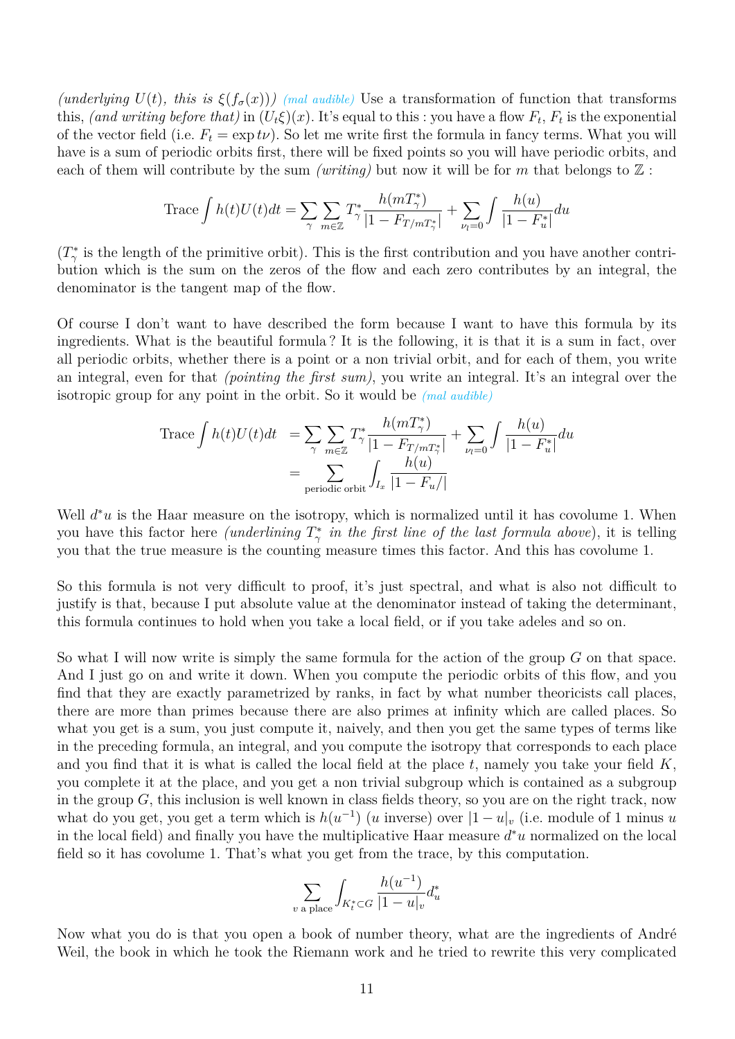*(underlying $U(t)$, this is $\xi(f_\sigma(x))$)* *(mal audible)* Use a transformation of function that transforms this, *(and writing before that)* in $(U_t\xi)(x)$. It's equal to this : you have a flow $F_t$, $F_t$ is the exponential of the vector field (i.e. $F_t = \exp t\nu$). So let me write first the formula in fancy terms. What you will have is a sum of periodic orbits first, there will be fixed points so you will have periodic orbits, and each of them will contribute by the sum *(writing)* but now it will be for $m$ that belongs to $\mathbb{Z}$ :

$$\text{Trace} \int h(t)U(t)dt = \sum_\gamma \sum_{m\in\mathbb{Z}} T^*_\gamma \frac{h(mT^*_\gamma)}{|1 - F_{T/mT^*_\gamma}|} + \sum_{\nu_l=0} \int \frac{h(u)}{|1 - F^*_u|} du$$

($T^*_\gamma$ is the length of the primitive orbit). This is the first contribution and you have another contribution which is the sum on the zeros of the flow and each zero contributes by an integral, the denominator is the tangent map of the flow.

Of course I don't want to have described the form because I want to have this formula by its ingredients. What is the beautiful formula ? It is the following, it is that it is a sum in fact, over all periodic orbits, whether there is a point or a non trivial orbit, and for each of them, you write an integral, even for that *(pointing the first sum)*, you write an integral. It's an integral over the isotropic group for any point in the orbit. So it would be *(mal audible)*

$$\begin{aligned}
\text{Trace} \int h(t)U(t)dt &= \sum_\gamma \sum_{m\in\mathbb{Z}} T^*_\gamma \frac{h(mT^*_\gamma)}{|1 - F_{T/mT^*_\gamma}|} + \sum_{\nu_l=0} \int \frac{h(u)}{|1 - F^*_u|} du \\
&= \sum_{\text{periodic orbit}} \int_{I_x} \frac{h(u)}{|1 - F_u/|}
\end{aligned}$$

Well $d^*u$ is the Haar measure on the isotropy, which is normalized until it has covolume 1. When you have this factor here *(underlining $T^*_\gamma$ in the first line of the last formula above)*, it is telling you that the true measure is the counting measure times this factor. And this has covolume 1.

So this formula is not very difficult to proof, it's just spectral, and what is also not difficult to justify is that, because I put absolute value at the denominator instead of taking the determinant, this formula continues to hold when you take a local field, or if you take adeles and so on.

So what I will now write is simply the same formula for the action of the group $G$ on that space. And I just go on and write it down. When you compute the periodic orbits of this flow, and you find that they are exactly parametrized by ranks, in fact by what number theoricists call places, there are more than primes because there are also primes at infinity which are called places. So what you get is a sum, you just compute it, naively, and then you get the same types of terms like in the preceding formula, an integral, and you compute the isotropy that corresponds to each place and you find that it is what is called the local field at the place $t$, namely you take your field $K$, you complete it at the place, and you get a non trivial subgroup which is contained as a subgroup in the group $G$, this inclusion is well known in class fields theory, so you are on the right track, now what do you get, you get a term which is $h(u^{-1})$ ($u$ inverse) over $|1 - u|_v$ (i.e. module of 1 minus $u$ in the local field) and finally you have the multiplicative Haar measure $d^*u$ normalized on the local field so it has covolume 1. That's what you get from the trace, by this computation.

$$\sum_{v \text{ a place}} \int_{K^*_t \subset G} \frac{h(u^{-1})}{|1 - u|_v} d^*_u$$

Now what you do is that you open a book of number theory, what are the ingredients of André Weil, the book in which he took the Riemann work and he tried to rewrite this very complicated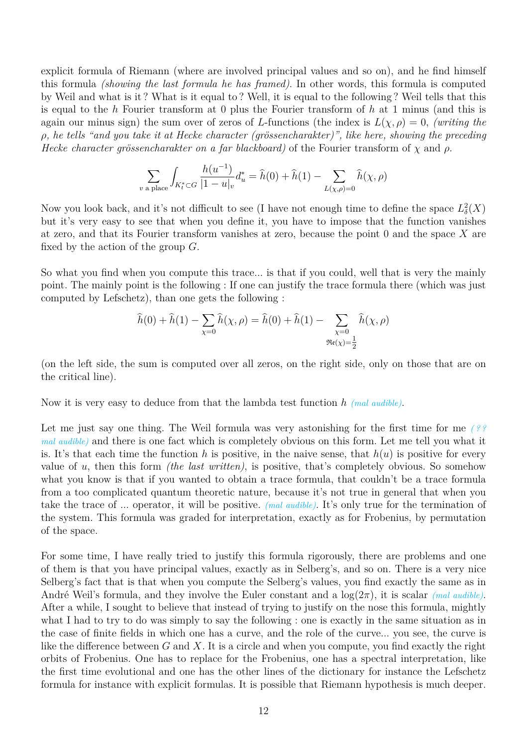explicit formula of Riemann (where are involved principal values and so on), and he find himself this formula *(showing the last formula he has framed)*. In other words, this formula is computed by Weil and what is it ? What is it equal to ? Well, it is equal to the following ? Weil tells that this is equal to the $h$ Fourier transform at 0 plus the Fourier transform of $h$ at 1 minus (and this is again our minus sign) the sum over of zeros of $L$-functions (the index is $L(\chi, \rho) = 0$, *(writing the $\rho$, he tells "and you take it at Hecke character (grössencharakter)", like here, showing the preceding Hecke character grössencharakter on a far blackboard)* of the Fourier transform of $\chi$ and $\rho$.

$$\sum_{v \text{ a place}} \int_{K_t^* \subset G} \frac{h(u^{-1})}{|1-u|_v} d_u^* = \widehat{h}(0) + \widehat{h}(1) - \sum_{L(\chi,\rho)=0} \widehat{h}(\chi, \rho)$$

Now you look back, and it's not difficult to see (I have not enough time to define the space $L^2_\delta(X)$ but it's very easy to see that when you define it, you have to impose that the function vanishes at zero, and that its Fourier transform vanishes at zero, because the point 0 and the space $X$ are fixed by the action of the group $G$.

So what you find when you compute this trace... is that if you could, well that is very the mainly point. The mainly point is the following : If one can justify the trace formula there (which was just computed by Lefschetz), than one gets the following :

$$\widehat{h}(0) + \widehat{h}(1) - \sum_{\chi=0} \widehat{h}(\chi, \rho) = \widehat{h}(0) + \widehat{h}(1) - \sum_{\substack{\chi=0 \\ \mathfrak{Re}(\chi)=\frac{1}{2}}} \widehat{h}(\chi, \rho)$$

(on the left side, the sum is computed over all zeros, on the right side, only on those that are on the critical line).

Now it is very easy to deduce from that the lambda test function $h$ *(mal audible)*.

Let me just say one thing. The Weil formula was very astonishing for the first time for me *( ? ? mal audible)* and there is one fact which is completely obvious on this form. Let me tell you what it is. It's that each time the function $h$ is positive, in the naive sense, that $h(u)$ is positive for every value of $u$, then this form *(the last written)*, is positive, that's completely obvious. So somehow what you know is that if you wanted to obtain a trace formula, that couldn't be a trace formula from a too complicated quantum theoretic nature, because it's not true in general that when you take the trace of ... operator, it will be positive. *(mal audible)*. It's only true for the termination of the system. This formula was graded for interpretation, exactly as for Frobenius, by permutation of the space.

For some time, I have really tried to justify this formula rigorously, there are problems and one of them is that you have principal values, exactly as in Selberg's, and so on. There is a very nice Selberg's fact that is that when you compute the Selberg's values, you find exactly the same as in André Weil's formula, and they involve the Euler constant and a $\log(2\pi)$, it is scalar *(mal audible)*. After a while, I sought to believe that instead of trying to justify on the nose this formula, mightly what I had to try to do was simply to say the following : one is exactly in the same situation as in the case of finite fields in which one has a curve, and the role of the curve... you see, the curve is like the difference between $G$ and $X$. It is a circle and when you compute, you find exactly the right orbits of Frobenius. One has to replace for the Frobenius, one has a spectral interpretation, like the first time evolutional and one has the other lines of the dictionary for instance the Lefschetz formula for instance with explicit formulas. It is possible that Riemann hypothesis is much deeper.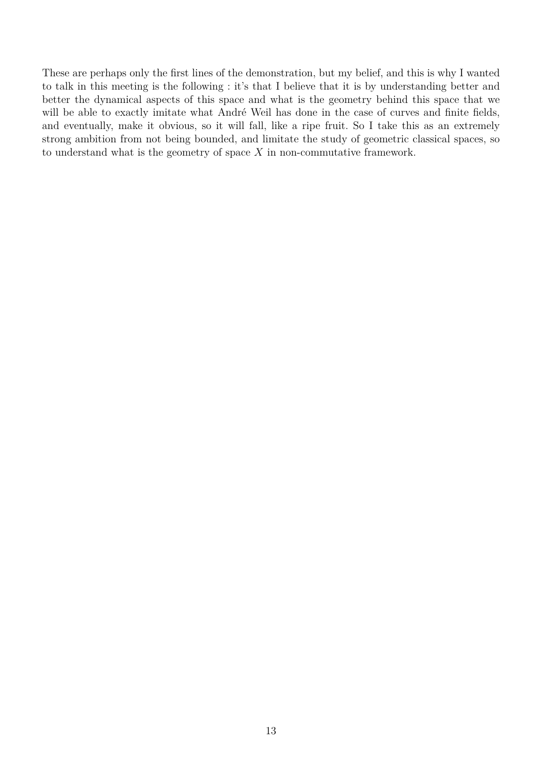These are perhaps only the first lines of the demonstration, but my belief, and this is why I wanted to talk in this meeting is the following : it's that I believe that it is by understanding better and better the dynamical aspects of this space and what is the geometry behind this space that we will be able to exactly imitate what André Weil has done in the case of curves and finite fields, and eventually, make it obvious, so it will fall, like a ripe fruit. So I take this as an extremely strong ambition from not being bounded, and limitate the study of geometric classical spaces, so to understand what is the geometry of space $X$ in non-commutative framework.